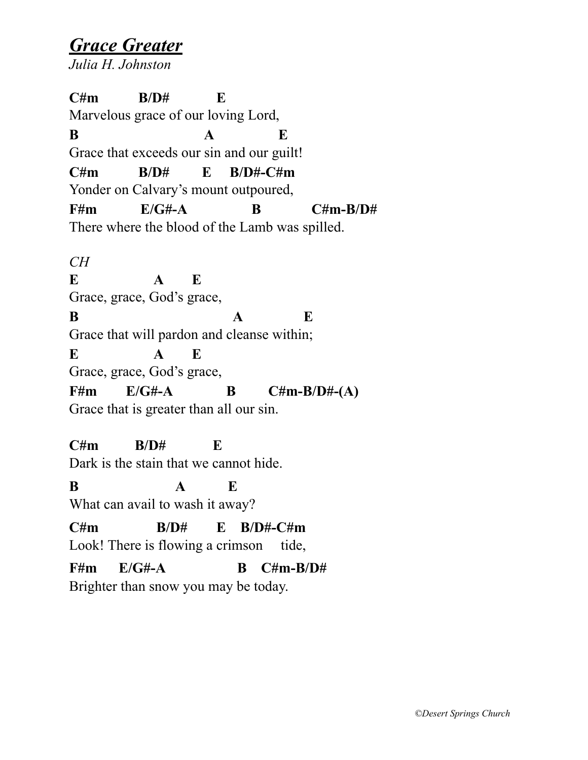# ***Grace Greater***

*Julia H. Johnston*

```
C#m          B/D#           E
Marvelous grace of our loving Lord,
B                          A              E
Grace that exceeds our sin and our guilt!
C#m          B/D#        E     B/D#-C#m
Yonder on Calvary's mount outpoured,
F#m           E/G#-A              B           C#m-B/D#
There where the blood of the Lamb was spilled.
```

*CH*

```
E                  A       E
Grace, grace, God's grace,
B                                A              E
Grace that will pardon and cleanse within;
E                  A       E
Grace, grace, God's grace,
F#m       E/G#-A            B        C#m-B/D#-(A)
Grace that is greater than all our sin.
```

```
C#m         B/D#           E
Dark is the stain that we cannot hide.
B                     A          E
What can avail to wash it away?
C#m              B/D#       E    B/D#-C#m
Look! There is flowing a crimson     tide,
F#m      E/G#-A                 B    C#m-B/D#
Brighter than snow you may be today.
```

*©Desert Springs Church*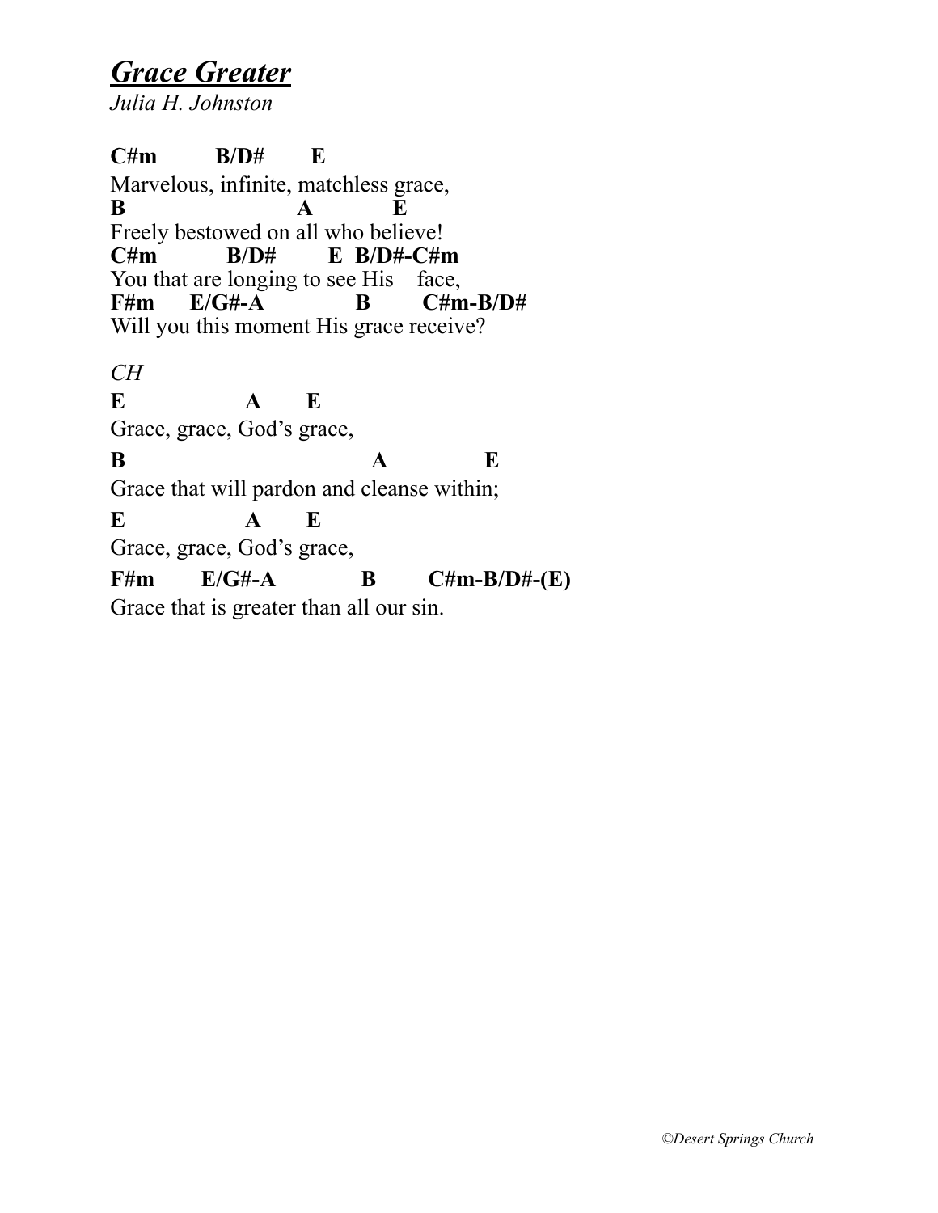# ***Grace Greater***

*Julia H. Johnston*

```
C#m          B/D#        E
Marvelous, infinite, matchless grace,
B                          A            E
Freely bestowed on all who believe!
C#m            B/D#         E  B/D#-C#m
You that are longing to see His    face,
F#m      E/G#-A               B         C#m-B/D#
Will you this moment His grace receive?
```

*CH*

```
E                  A       E
Grace, grace, God's grace,
B                                  A              E
Grace that will pardon and cleanse within;
E                  A       E
Grace, grace, God's grace,
F#m        E/G#-A              B         C#m-B/D#-(E)
Grace that is greater than all our sin.
```

*©Desert Springs Church*